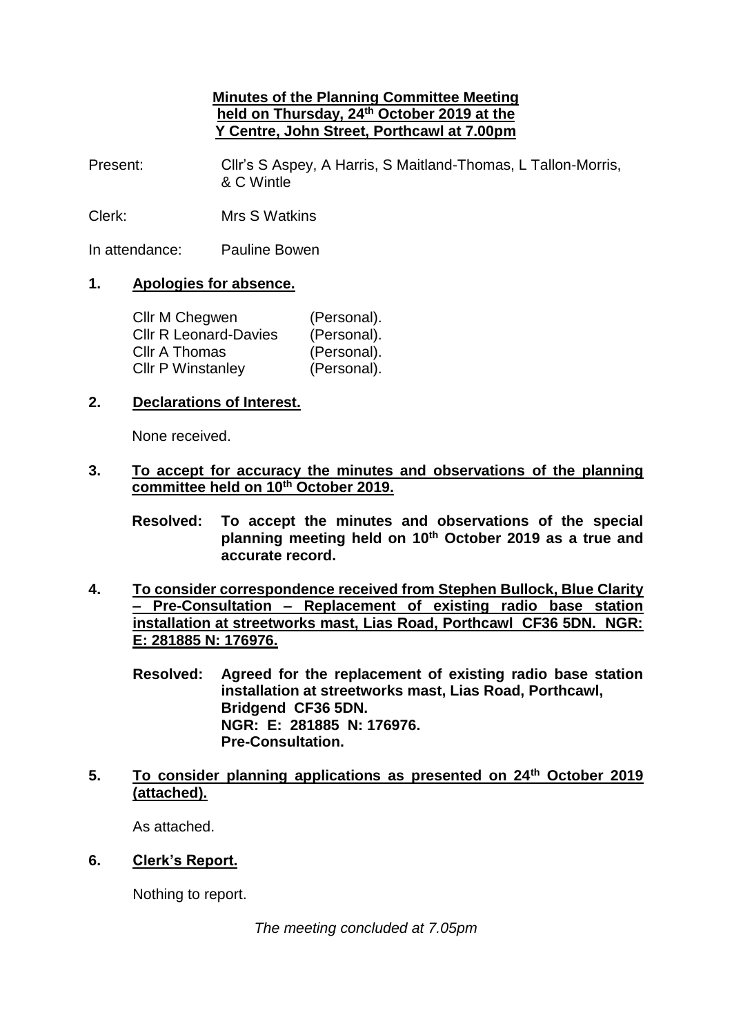# Minutes of the Planning Committee Meeting held on Thursday, 24th October 2019 at the Y Centre, John Street, Porthcawl at 7.00pm

Present: Cllr's S Aspey, A Harris, S Maitland-Thomas, L Tallon-Morris, & C Wintle

Clerk: Mrs S Watkins

In attendance: Pauline Bowen

## 1. Apologies for absence.

| | |
|---|---|
| Cllr M Chegwen | (Personal). |
| Cllr R Leonard-Davies | (Personal). |
| Cllr A Thomas | (Personal). |
| Cllr P Winstanley | (Personal). |

## 2. Declarations of Interest.

None received.

## 3. To accept for accuracy the minutes and observations of the planning committee held on 10th October 2019.

**Resolved: To accept the minutes and observations of the special planning meeting held on 10th October 2019 as a true and accurate record.**

## 4. To consider correspondence received from Stephen Bullock, Blue Clarity – Pre-Consultation – Replacement of existing radio base station installation at streetworks mast, Lias Road, Porthcawl CF36 5DN. NGR: E: 281885 N: 176976.

**Resolved: Agreed for the replacement of existing radio base station installation at streetworks mast, Lias Road, Porthcawl, Bridgend CF36 5DN.
NGR: E: 281885 N: 176976.
Pre-Consultation.**

## 5. To consider planning applications as presented on 24th October 2019 (attached).

As attached.

## 6. Clerk's Report.

Nothing to report.

*The meeting concluded at 7.05pm*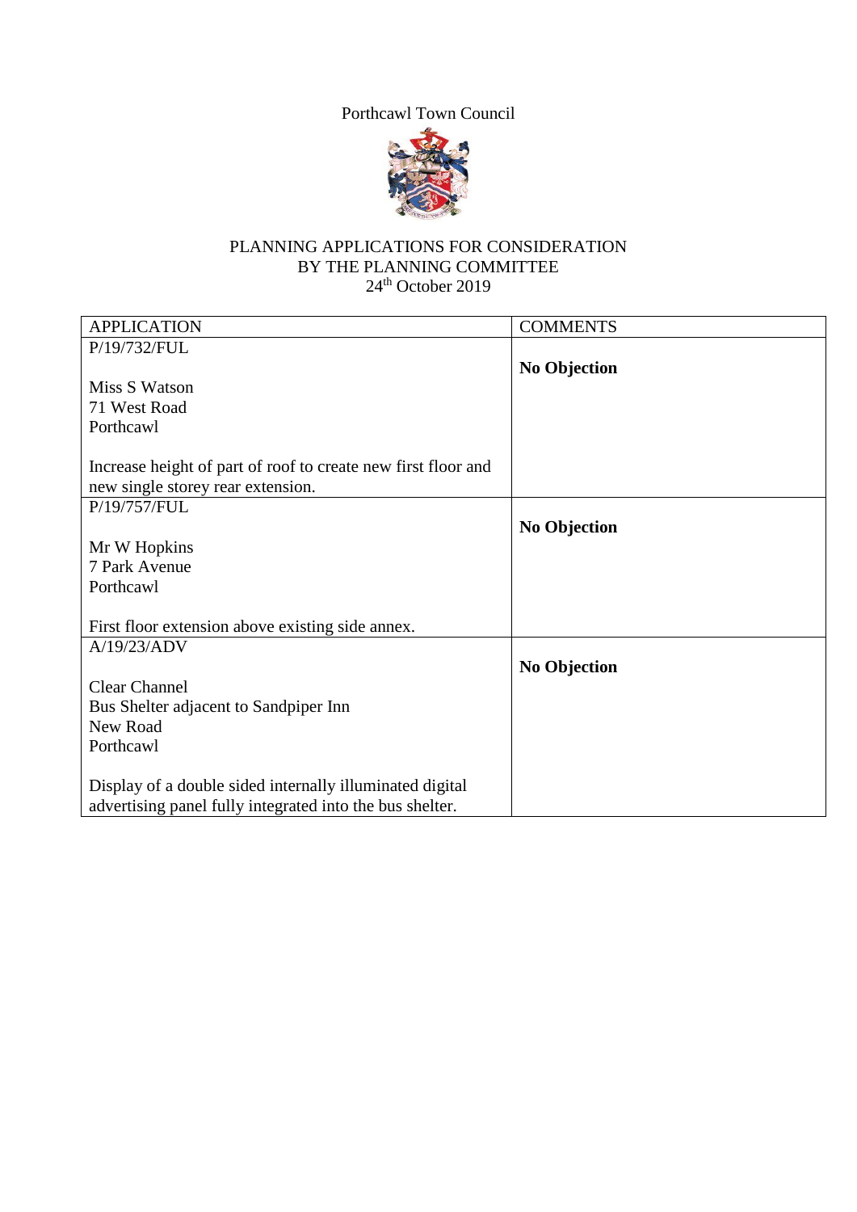Porthcawl Town Council

PLANNING APPLICATIONS FOR CONSIDERATION
BY THE PLANNING COMMITTEE
24th October 2019

| APPLICATION | COMMENTS |
|---|---|
| P/19/732/FUL<br><br>Miss S Watson<br>71 West Road<br>Porthcawl<br><br>Increase height of part of roof to create new first floor and new single storey rear extension. | **No Objection** |
| P/19/757/FUL<br><br>Mr W Hopkins<br>7 Park Avenue<br>Porthcawl<br><br>First floor extension above existing side annex. | **No Objection** |
| A/19/23/ADV<br><br>Clear Channel<br>Bus Shelter adjacent to Sandpiper Inn<br>New Road<br>Porthcawl<br><br>Display of a double sided internally illuminated digital advertising panel fully integrated into the bus shelter. | **No Objection** |